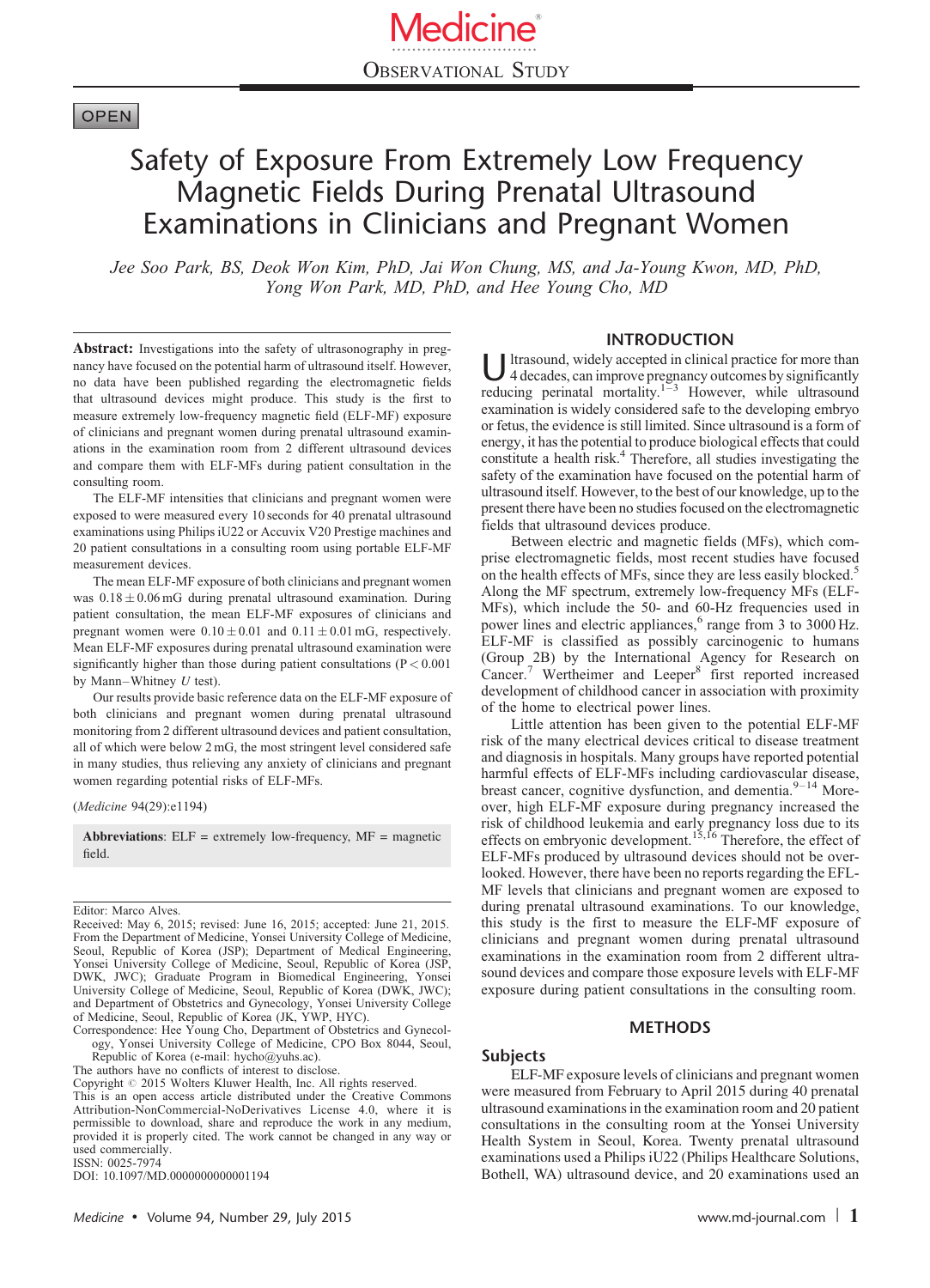# Safety of Exposure From Extremely Low Frequency Magnetic Fields During Prenatal Ultrasound Examinations in Clinicians and Pregnant Women

*Jee Soo Park, BS, Deok Won Kim, PhD, Jai Won Chung, MS, and Ja-Young Kwon, MD, PhD, Yong Won Park, MD, PhD, and Hee Young Cho, MD*

**Abstract:** Investigations into the safety of ultrasonography in pregnancy have focused on the potential harm of ultrasound itself. However, no data have been published regarding the electromagnetic fields that ultrasound devices might produce. This study is the first to measure extremely low-frequency magnetic field (ELF-MF) exposure of clinicians and pregnant women during prenatal ultrasound examinations in the examination room from 2 different ultrasound devices and compare them with ELF-MFs during patient consultation in the consulting room.

The ELF-MF intensities that clinicians and pregnant women were exposed to were measured every 10 seconds for 40 prenatal ultrasound examinations using Philips iU22 or Accuvix V20 Prestige machines and 20 patient consultations in a consulting room using portable ELF-MF measurement devices.

The mean ELF-MF exposure of both clinicians and pregnant women was $0.18 \pm 0.06$ mG during prenatal ultrasound examination. During patient consultation, the mean ELF-MF exposures of clinicians and pregnant women were $0.10 \pm 0.01$ and $0.11 \pm 0.01$ mG, respectively. Mean ELF-MF exposures during prenatal ultrasound examination were significantly higher than those during patient consultations ($P < 0.001$ by Mann–Whitney *U* test).

Our results provide basic reference data on the ELF-MF exposure of both clinicians and pregnant women during prenatal ultrasound monitoring from 2 different ultrasound devices and patient consultation, all of which were below 2 mG, the most stringent level considered safe in many studies, thus relieving any anxiety of clinicians and pregnant women regarding potential risks of ELF-MFs.

(*Medicine* 94(29):e1194)

**Abbreviations**: ELF = extremely low-frequency, MF = magnetic field.

Editor: Marco Alves.
Received: May 6, 2015; revised: June 16, 2015; accepted: June 21, 2015.
From the Department of Medicine, Yonsei University College of Medicine, Seoul, Republic of Korea (JSP); Department of Medical Engineering, Yonsei University College of Medicine, Seoul, Republic of Korea (JSP, DWK, JWC); Graduate Program in Biomedical Engineering, Yonsei University College of Medicine, Seoul, Republic of Korea (DWK, JWC); and Department of Obstetrics and Gynecology, Yonsei University College of Medicine, Seoul, Republic of Korea (JK, YWP, HYC).
Correspondence: Hee Young Cho, Department of Obstetrics and Gynecology, Yonsei University College of Medicine, CPO Box 8044, Seoul, Republic of Korea (e-mail: hycho@yuhs.ac).
The authors have no conflicts of interest to disclose.
Copyright © 2015 Wolters Kluwer Health, Inc. All rights reserved.
This is an open access article distributed under the Creative Commons Attribution-NonCommercial-NoDerivatives License 4.0, where it is permissible to download, share and reproduce the work in any medium, provided it is properly cited. The work cannot be changed in any way or used commercially.
ISSN: 0025-7974
DOI: 10.1097/MD.0000000000001194

## INTRODUCTION

Ultrasound, widely accepted in clinical practice for more than 4 decades, can improve pregnancy outcomes by significantly reducing perinatal mortality.[1–3] However, while ultrasound examination is widely considered safe to the developing embryo or fetus, the evidence is still limited. Since ultrasound is a form of energy, it has the potential to produce biological effects that could constitute a health risk.[4] Therefore, all studies investigating the safety of the examination have focused on the potential harm of ultrasound itself. However, to the best of our knowledge, up to the present there have been no studies focused on the electromagnetic fields that ultrasound devices produce.

Between electric and magnetic fields (MFs), which comprise electromagnetic fields, most recent studies have focused on the health effects of MFs, since they are less easily blocked.[5] Along the MF spectrum, extremely low-frequency MFs (ELF-MFs), which include the 50- and 60-Hz frequencies used in power lines and electric appliances,[6] range from 3 to 3000 Hz. ELF-MF is classified as possibly carcinogenic to humans (Group 2B) by the International Agency for Research on Cancer.[7] Wertheimer and Leeper[8] first reported increased development of childhood cancer in association with proximity of the home to electrical power lines.

Little attention has been given to the potential ELF-MF risk of the many electrical devices critical to disease treatment and diagnosis in hospitals. Many groups have reported potential harmful effects of ELF-MFs including cardiovascular disease, breast cancer, cognitive dysfunction, and dementia.[9–14] Moreover, high ELF-MF exposure during pregnancy increased the risk of childhood leukemia and early pregnancy loss due to its effects on embryonic development.[15,16] Therefore, the effect of ELF-MFs produced by ultrasound devices should not be overlooked. However, there have been no reports regarding the EFL-MF levels that clinicians and pregnant women are exposed to during prenatal ultrasound examinations. To our knowledge, this study is the first to measure the ELF-MF exposure of clinicians and pregnant women during prenatal ultrasound examinations in the examination room from 2 different ultrasound devices and compare those exposure levels with ELF-MF exposure during patient consultations in the consulting room.

## METHODS

### Subjects

ELF-MF exposure levels of clinicians and pregnant women were measured from February to April 2015 during 40 prenatal ultrasound examinations in the examination room and 20 patient consultations in the consulting room at the Yonsei University Health System in Seoul, Korea. Twenty prenatal ultrasound examinations used a Philips iU22 (Philips Healthcare Solutions, Bothell, WA) ultrasound device, and 20 examinations used an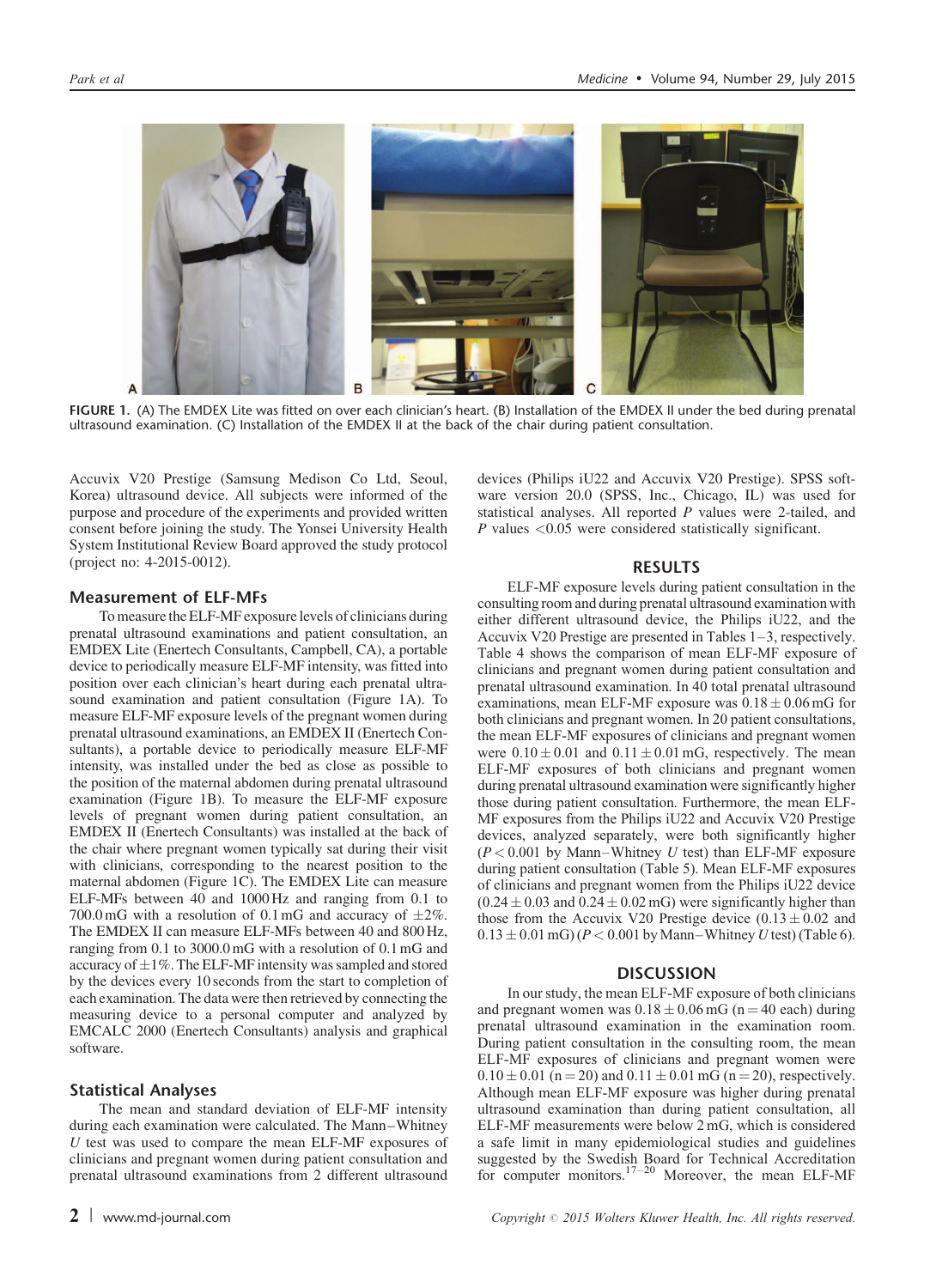FIGURE 1. (A) The EMDEX Lite was fitted on over each clinician's heart. (B) Installation of the EMDEX II under the bed during prenatal ultrasound examination. (C) Installation of the EMDEX II at the back of the chair during patient consultation.

Accuvix V20 Prestige (Samsung Medison Co Ltd, Seoul, Korea) ultrasound device. All subjects were informed of the purpose and procedure of the experiments and provided written consent before joining the study. The Yonsei University Health System Institutional Review Board approved the study protocol (project no: 4-2015-0012).

### Measurement of ELF-MFs

To measure the ELF-MF exposure levels of clinicians during prenatal ultrasound examinations and patient consultation, an EMDEX Lite (Enertech Consultants, Campbell, CA), a portable device to periodically measure ELF-MF intensity, was fitted into position over each clinician's heart during each prenatal ultrasound examination and patient consultation (Figure 1A). To measure ELF-MF exposure levels of the pregnant women during prenatal ultrasound examinations, an EMDEX II (Enertech Consultants), a portable device to periodically measure ELF-MF intensity, was installed under the bed as close as possible to the position of the maternal abdomen during prenatal ultrasound examination (Figure 1B). To measure the ELF-MF exposure levels of pregnant women during patient consultation, an EMDEX II (Enertech Consultants) was installed at the back of the chair where pregnant women typically sat during their visit with clinicians, corresponding to the nearest position to the maternal abdomen (Figure 1C). The EMDEX Lite can measure ELF-MFs between 40 and 1000 Hz and ranging from 0.1 to 700.0 mG with a resolution of 0.1 mG and accuracy of $\pm 2\%$. The EMDEX II can measure ELF-MFs between 40 and 800 Hz, ranging from 0.1 to 3000.0 mG with a resolution of 0.1 mG and accuracy of $\pm 1\%$. The ELF-MF intensity was sampled and stored by the devices every 10 seconds from the start to completion of each examination. The data were then retrieved by connecting the measuring device to a personal computer and analyzed by EMCALC 2000 (Enertech Consultants) analysis and graphical software.

### Statistical Analyses

The mean and standard deviation of ELF-MF intensity during each examination were calculated. The Mann–Whitney *U* test was used to compare the mean ELF-MF exposures of clinicians and pregnant women during patient consultation and prenatal ultrasound examinations from 2 different ultrasound devices (Philips iU22 and Accuvix V20 Prestige). SPSS software version 20.0 (SPSS, Inc., Chicago, IL) was used for statistical analyses. All reported *P* values were 2-tailed, and *P* values <0.05 were considered statistically significant.

## RESULTS

ELF-MF exposure levels during patient consultation in the consulting room and during prenatal ultrasound examination with either different ultrasound device, the Philips iU22, and the Accuvix V20 Prestige are presented in Tables 1–3, respectively. Table 4 shows the comparison of mean ELF-MF exposure of clinicians and pregnant women during patient consultation and prenatal ultrasound examination. In 40 total prenatal ultrasound examinations, mean ELF-MF exposure was $0.18 \pm 0.06$ mG for both clinicians and pregnant women. In 20 patient consultations, the mean ELF-MF exposures of clinicians and pregnant women were $0.10 \pm 0.01$ and $0.11 \pm 0.01$ mG, respectively. The mean ELF-MF exposures of both clinicians and pregnant women during prenatal ultrasound examination were significantly higher those during patient consultation. Furthermore, the mean ELF-MF exposures from the Philips iU22 and Accuvix V20 Prestige devices, analyzed separately, were both significantly higher ($P < 0.001$ by Mann–Whitney *U* test) than ELF-MF exposure during patient consultation (Table 5). Mean ELF-MF exposures of clinicians and pregnant women from the Philips iU22 device ($0.24 \pm 0.03$ and $0.24 \pm 0.02$ mG) were significantly higher than those from the Accuvix V20 Prestige device ($0.13 \pm 0.02$ and $0.13 \pm 0.01$ mG) ($P < 0.001$ by Mann–Whitney *U* test) (Table 6).

## DISCUSSION

In our study, the mean ELF-MF exposure of both clinicians and pregnant women was $0.18 \pm 0.06$ mG ($n = 40$ each) during prenatal ultrasound examination in the examination room. During patient consultation in the consulting room, the mean ELF-MF exposures of clinicians and pregnant women were $0.10 \pm 0.01$ ($n = 20$) and $0.11 \pm 0.01$ mG ($n = 20$), respectively. Although mean ELF-MF exposure was higher during prenatal ultrasound examination than during patient consultation, all ELF-MF measurements were below 2 mG, which is considered a safe limit in many epidemiological studies and guidelines suggested by the Swedish Board for Technical Accreditation for computer monitors.[17–20] Moreover, the mean ELF-MF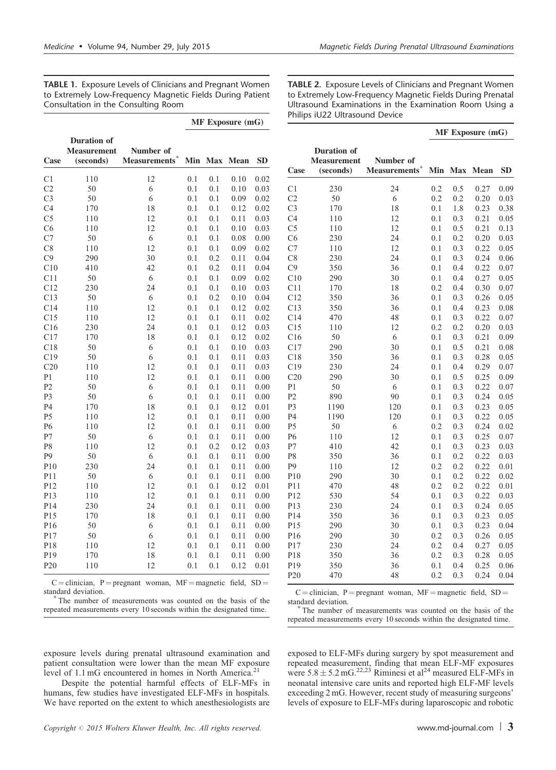**TABLE 1.** Exposure Levels of Clinicians and Pregnant Women to Extremely Low-Frequency Magnetic Fields During Patient Consultation in the Consulting Room

| Case | Duration of Measurement (seconds) | Number of Measurements* | MF Exposure (mG) Min | Max | Mean | SD |
|---|---|---|---|---|---|---|
| C1 | 110 | 12 | 0.1 | 0.1 | 0.10 | 0.02 |
| C2 | 50 | 6 | 0.1 | 0.1 | 0.10 | 0.03 |
| C3 | 50 | 6 | 0.1 | 0.1 | 0.09 | 0.02 |
| C4 | 170 | 18 | 0.1 | 0.1 | 0.12 | 0.02 |
| C5 | 110 | 12 | 0.1 | 0.1 | 0.11 | 0.03 |
| C6 | 110 | 12 | 0.1 | 0.1 | 0.10 | 0.03 |
| C7 | 50 | 6 | 0.1 | 0.1 | 0.08 | 0.00 |
| C8 | 110 | 12 | 0.1 | 0.1 | 0.09 | 0.02 |
| C9 | 290 | 30 | 0.1 | 0.2 | 0.11 | 0.04 |
| C10 | 410 | 42 | 0.1 | 0.2 | 0.11 | 0.04 |
| C11 | 50 | 6 | 0.1 | 0.1 | 0.09 | 0.02 |
| C12 | 230 | 24 | 0.1 | 0.1 | 0.10 | 0.03 |
| C13 | 50 | 6 | 0.1 | 0.2 | 0.10 | 0.04 |
| C14 | 110 | 12 | 0.1 | 0.1 | 0.12 | 0.02 |
| C15 | 110 | 12 | 0.1 | 0.1 | 0.11 | 0.02 |
| C16 | 230 | 24 | 0.1 | 0.1 | 0.12 | 0.03 |
| C17 | 170 | 18 | 0.1 | 0.1 | 0.12 | 0.02 |
| C18 | 50 | 6 | 0.1 | 0.1 | 0.10 | 0.03 |
| C19 | 50 | 6 | 0.1 | 0.1 | 0.11 | 0.03 |
| C20 | 110 | 12 | 0.1 | 0.1 | 0.11 | 0.03 |
| P1 | 110 | 12 | 0.1 | 0.1 | 0.11 | 0.00 |
| P2 | 50 | 6 | 0.1 | 0.1 | 0.11 | 0.00 |
| P3 | 50 | 6 | 0.1 | 0.1 | 0.11 | 0.00 |
| P4 | 170 | 18 | 0.1 | 0.1 | 0.12 | 0.01 |
| P5 | 110 | 12 | 0.1 | 0.1 | 0.11 | 0.00 |
| P6 | 110 | 12 | 0.1 | 0.1 | 0.11 | 0.00 |
| P7 | 50 | 6 | 0.1 | 0.1 | 0.11 | 0.00 |
| P8 | 110 | 12 | 0.1 | 0.2 | 0.12 | 0.03 |
| P9 | 50 | 6 | 0.1 | 0.1 | 0.11 | 0.00 |
| P10 | 230 | 24 | 0.1 | 0.1 | 0.11 | 0.00 |
| P11 | 50 | 6 | 0.1 | 0.1 | 0.11 | 0.00 |
| P12 | 110 | 12 | 0.1 | 0.1 | 0.12 | 0.01 |
| P13 | 110 | 12 | 0.1 | 0.1 | 0.11 | 0.00 |
| P14 | 230 | 24 | 0.1 | 0.1 | 0.11 | 0.00 |
| P15 | 170 | 18 | 0.1 | 0.1 | 0.11 | 0.00 |
| P16 | 50 | 6 | 0.1 | 0.1 | 0.11 | 0.00 |
| P17 | 50 | 6 | 0.1 | 0.1 | 0.11 | 0.00 |
| P18 | 110 | 12 | 0.1 | 0.1 | 0.11 | 0.00 |
| P19 | 170 | 18 | 0.1 | 0.1 | 0.11 | 0.00 |
| P20 | 110 | 12 | 0.1 | 0.1 | 0.12 | 0.01 |

C = clinician, P = pregnant woman, MF = magnetic field, SD = standard deviation.

*The number of measurements was counted on the basis of the repeated measurements every 10 seconds within the designated time.

**TABLE 2.** Exposure Levels of Clinicians and Pregnant Women to Extremely Low-Frequency Magnetic Fields During Prenatal Ultrasound Examinations in the Examination Room Using a Philips iU22 Ultrasound Device

| Case | Duration of Measurement (seconds) | Number of Measurements* | MF Exposure (mG) Min | Max | Mean | SD |
|---|---|---|---|---|---|---|
| C1 | 230 | 24 | 0.2 | 0.5 | 0.27 | 0.09 |
| C2 | 50 | 6 | 0.2 | 0.2 | 0.20 | 0.03 |
| C3 | 170 | 18 | 0.1 | 1.8 | 0.23 | 0.38 |
| C4 | 110 | 12 | 0.1 | 0.3 | 0.21 | 0.05 |
| C5 | 110 | 12 | 0.1 | 0.5 | 0.21 | 0.13 |
| C6 | 230 | 24 | 0.1 | 0.2 | 0.20 | 0.03 |
| C7 | 110 | 12 | 0.1 | 0.3 | 0.22 | 0.05 |
| C8 | 230 | 24 | 0.1 | 0.3 | 0.24 | 0.06 |
| C9 | 350 | 36 | 0.1 | 0.4 | 0.22 | 0.07 |
| C10 | 290 | 30 | 0.1 | 0.4 | 0.27 | 0.05 |
| C11 | 170 | 18 | 0.2 | 0.4 | 0.30 | 0.07 |
| C12 | 350 | 36 | 0.1 | 0.3 | 0.26 | 0.05 |
| C13 | 350 | 36 | 0.1 | 0.4 | 0.23 | 0.08 |
| C14 | 470 | 48 | 0.1 | 0.3 | 0.22 | 0.07 |
| C15 | 110 | 12 | 0.2 | 0.2 | 0.20 | 0.03 |
| C16 | 50 | 6 | 0.1 | 0.3 | 0.21 | 0.09 |
| C17 | 290 | 30 | 0.1 | 0.5 | 0.21 | 0.08 |
| C18 | 350 | 36 | 0.1 | 0.3 | 0.28 | 0.05 |
| C19 | 230 | 24 | 0.1 | 0.4 | 0.29 | 0.07 |
| C20 | 290 | 30 | 0.1 | 0.5 | 0.25 | 0.09 |
| P1 | 50 | 6 | 0.1 | 0.3 | 0.22 | 0.07 |
| P2 | 890 | 90 | 0.1 | 0.3 | 0.24 | 0.05 |
| P3 | 1190 | 120 | 0.1 | 0.3 | 0.23 | 0.05 |
| P4 | 1190 | 120 | 0.1 | 0.3 | 0.22 | 0.05 |
| P5 | 50 | 6 | 0.2 | 0.3 | 0.24 | 0.02 |
| P6 | 110 | 12 | 0.1 | 0.3 | 0.25 | 0.07 |
| P7 | 410 | 42 | 0.1 | 0.3 | 0.23 | 0.03 |
| P8 | 350 | 36 | 0.1 | 0.2 | 0.22 | 0.03 |
| P9 | 110 | 12 | 0.2 | 0.2 | 0.22 | 0.01 |
| P10 | 290 | 30 | 0.1 | 0.2 | 0.22 | 0.02 |
| P11 | 470 | 48 | 0.2 | 0.2 | 0.22 | 0.01 |
| P12 | 530 | 54 | 0.1 | 0.3 | 0.22 | 0.03 |
| P13 | 230 | 24 | 0.1 | 0.3 | 0.24 | 0.05 |
| P14 | 350 | 36 | 0.1 | 0.3 | 0.23 | 0.05 |
| P15 | 290 | 30 | 0.1 | 0.3 | 0.23 | 0.04 |
| P16 | 290 | 30 | 0.2 | 0.3 | 0.26 | 0.05 |
| P17 | 230 | 24 | 0.2 | 0.4 | 0.27 | 0.05 |
| P18 | 350 | 36 | 0.2 | 0.3 | 0.28 | 0.05 |
| P19 | 350 | 36 | 0.1 | 0.4 | 0.25 | 0.06 |
| P20 | 470 | 48 | 0.2 | 0.3 | 0.24 | 0.04 |

C = clinician, P = pregnant woman, MF = magnetic field, SD = standard deviation.

*The number of measurements was counted on the basis of the repeated measurements every 10 seconds within the designated time.

exposure levels during prenatal ultrasound examination and patient consultation were lower than the mean MF exposure level of 1.1 mG encountered in homes in North America.[21]

Despite the potential harmful effects of ELF-MFs in humans, few studies have investigated ELF-MFs in hospitals. We have reported on the extent to which anesthesiologists are exposed to ELF-MFs during surgery by spot measurement and repeated measurement, finding that mean ELF-MF exposures were $5.8 \pm 5.2$ mG.[22,23] Riminesi et al[24] measured ELF-MFs in neonatal intensive care units and reported high ELF-MF levels exceeding 2 mG. However, recent study of measuring surgeons' levels of exposure to ELF-MFs during laparoscopic and robotic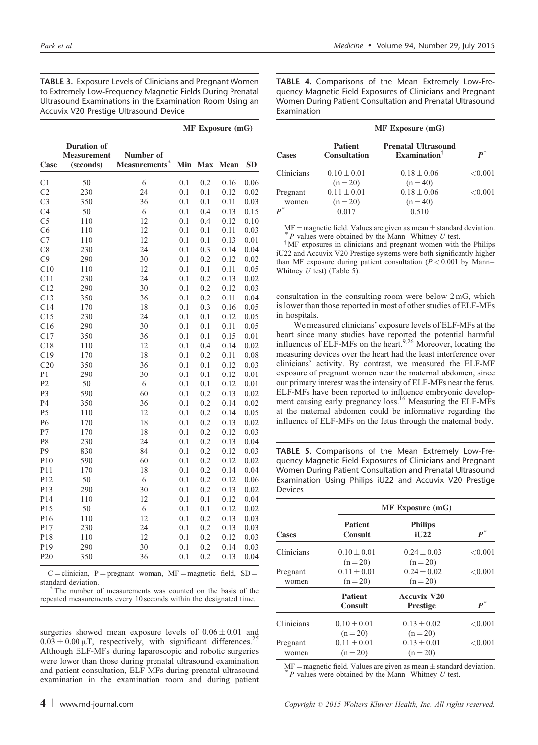**TABLE 3.** Exposure Levels of Clinicians and Pregnant Women to Extremely Low-Frequency Magnetic Fields During Prenatal Ultrasound Examinations in the Examination Room Using an Accuvix V20 Prestige Ultrasound Device

| Case | Duration of Measurement (seconds) | Number of Measurements* | MF Exposure (mG) Min | Max | Mean | SD |
|---|---|---|---|---|---|---|
| C1 | 50 | 6 | 0.1 | 0.2 | 0.16 | 0.06 |
| C2 | 230 | 24 | 0.1 | 0.1 | 0.12 | 0.02 |
| C3 | 350 | 36 | 0.1 | 0.1 | 0.11 | 0.03 |
| C4 | 50 | 6 | 0.1 | 0.4 | 0.13 | 0.15 |
| C5 | 110 | 12 | 0.1 | 0.4 | 0.12 | 0.10 |
| C6 | 110 | 12 | 0.1 | 0.1 | 0.11 | 0.03 |
| C7 | 110 | 12 | 0.1 | 0.1 | 0.13 | 0.01 |
| C8 | 230 | 24 | 0.1 | 0.3 | 0.14 | 0.04 |
| C9 | 290 | 30 | 0.1 | 0.2 | 0.12 | 0.02 |
| C10 | 110 | 12 | 0.1 | 0.1 | 0.11 | 0.05 |
| C11 | 230 | 24 | 0.1 | 0.2 | 0.13 | 0.02 |
| C12 | 290 | 30 | 0.1 | 0.2 | 0.12 | 0.03 |
| C13 | 350 | 36 | 0.1 | 0.2 | 0.11 | 0.04 |
| C14 | 170 | 18 | 0.1 | 0.3 | 0.16 | 0.05 |
| C15 | 230 | 24 | 0.1 | 0.1 | 0.12 | 0.05 |
| C16 | 290 | 30 | 0.1 | 0.1 | 0.11 | 0.05 |
| C17 | 350 | 36 | 0.1 | 0.1 | 0.15 | 0.01 |
| C18 | 110 | 12 | 0.1 | 0.4 | 0.14 | 0.02 |
| C19 | 170 | 18 | 0.1 | 0.2 | 0.11 | 0.08 |
| C20 | 350 | 36 | 0.1 | 0.1 | 0.12 | 0.03 |
| P1 | 290 | 30 | 0.1 | 0.1 | 0.12 | 0.01 |
| P2 | 50 | 6 | 0.1 | 0.1 | 0.12 | 0.01 |
| P3 | 590 | 60 | 0.1 | 0.2 | 0.13 | 0.02 |
| P4 | 350 | 36 | 0.1 | 0.2 | 0.14 | 0.02 |
| P5 | 110 | 12 | 0.1 | 0.2 | 0.14 | 0.05 |
| P6 | 170 | 18 | 0.1 | 0.2 | 0.13 | 0.02 |
| P7 | 170 | 18 | 0.1 | 0.2 | 0.12 | 0.03 |
| P8 | 230 | 24 | 0.1 | 0.2 | 0.13 | 0.04 |
| P9 | 830 | 84 | 0.1 | 0.2 | 0.12 | 0.03 |
| P10 | 590 | 60 | 0.1 | 0.2 | 0.12 | 0.02 |
| P11 | 170 | 18 | 0.1 | 0.2 | 0.14 | 0.04 |
| P12 | 50 | 6 | 0.1 | 0.2 | 0.12 | 0.06 |
| P13 | 290 | 30 | 0.1 | 0.2 | 0.13 | 0.02 |
| P14 | 110 | 12 | 0.1 | 0.1 | 0.12 | 0.04 |
| P15 | 50 | 6 | 0.1 | 0.1 | 0.12 | 0.02 |
| P16 | 110 | 12 | 0.1 | 0.2 | 0.13 | 0.03 |
| P17 | 230 | 24 | 0.1 | 0.2 | 0.13 | 0.03 |
| P18 | 110 | 12 | 0.1 | 0.2 | 0.12 | 0.03 |
| P19 | 290 | 30 | 0.1 | 0.2 | 0.14 | 0.03 |
| P20 | 350 | 36 | 0.1 | 0.2 | 0.13 | 0.04 |

C = clinician, P = pregnant woman, MF = magnetic field, SD = standard deviation.
* The number of measurements was counted on the basis of the repeated measurements every 10 seconds within the designated time.

surgeries showed mean exposure levels of $0.06 \pm 0.01$ and $0.03 \pm 0.00\ \mu T$, respectively, with significant differences.[25] Although ELF-MFs during laparoscopic and robotic surgeries were lower than those during prenatal ultrasound examination and patient consultation, ELF-MFs during prenatal ultrasound examination in the examination room and during patient consultation in the consulting room were below 2 mG, which is lower than those reported in most of other studies of ELF-MFs in hospitals.

We measured clinicians' exposure levels of ELF-MFs at the heart since many studies have reported the potential harmful influences of ELF-MFs on the heart.[9,26] Moreover, locating the measuring devices over the heart had the least interference over clinicians' activity. By contrast, we measured the ELF-MF exposure of pregnant women near the maternal abdomen, since our primary interest was the intensity of ELF-MFs near the fetus. ELF-MFs have been reported to influence embryonic development causing early pregnancy loss.[16] Measuring the ELF-MFs at the maternal abdomen could be informative regarding the influence of ELF-MFs on the fetus through the maternal body.

**TABLE 4.** Comparisons of the Mean Extremely Low-Frequency Magnetic Field Exposures of Clinicians and Pregnant Women During Patient Consultation and Prenatal Ultrasound Examination

| Cases | MF Exposure (mG) Patient Consultation | Prenatal Ultrasound Examination† | $P$* |
|---|---|---|---|
| Clinicians | $0.10 \pm 0.01$ (n = 20) | $0.18 \pm 0.06$ (n = 40) | <0.001 |
| Pregnant women | $0.11 \pm 0.01$ (n = 20) | $0.18 \pm 0.06$ (n = 40) | <0.001 |
| $P$* | 0.017 | 0.510 | |

MF = magnetic field. Values are given as mean ± standard deviation.
* $P$ values were obtained by the Mann–Whitney $U$ test.
† MF exposures in clinicians and pregnant women with the Philips iU22 and Accuvix V20 Prestige systems were both significantly higher than MF exposure during patient consultation ($P < 0.001$ by Mann–Whitney $U$ test) (Table 5).

**TABLE 5.** Comparisons of the Mean Extremely Low-Frequency Magnetic Field Exposures of Clinicians and Pregnant Women During Patient Consultation and Prenatal Ultrasound Examination Using Philips iU22 and Accuvix V20 Prestige Devices

| Cases | MF Exposure (mG) Patient Consult | Philips iU22 | $P$* |
|---|---|---|---|
| Clinicians | $0.10 \pm 0.01$ (n = 20) | $0.24 \pm 0.03$ (n = 20) | <0.001 |
| Pregnant women | $0.11 \pm 0.01$ (n = 20) | $0.24 \pm 0.02$ (n = 20) | <0.001 |
| | **Patient Consult** | **Accuvix V20 Prestige** | $P$* |
| Clinicians | $0.10 \pm 0.01$ (n = 20) | $0.13 \pm 0.02$ (n = 20) | <0.001 |
| Pregnant women | $0.11 \pm 0.01$ (n = 20) | $0.13 \pm 0.01$ (n = 20) | <0.001 |

MF = magnetic field. Values are given as mean ± standard deviation.
* $P$ values were obtained by the Mann–Whitney $U$ test.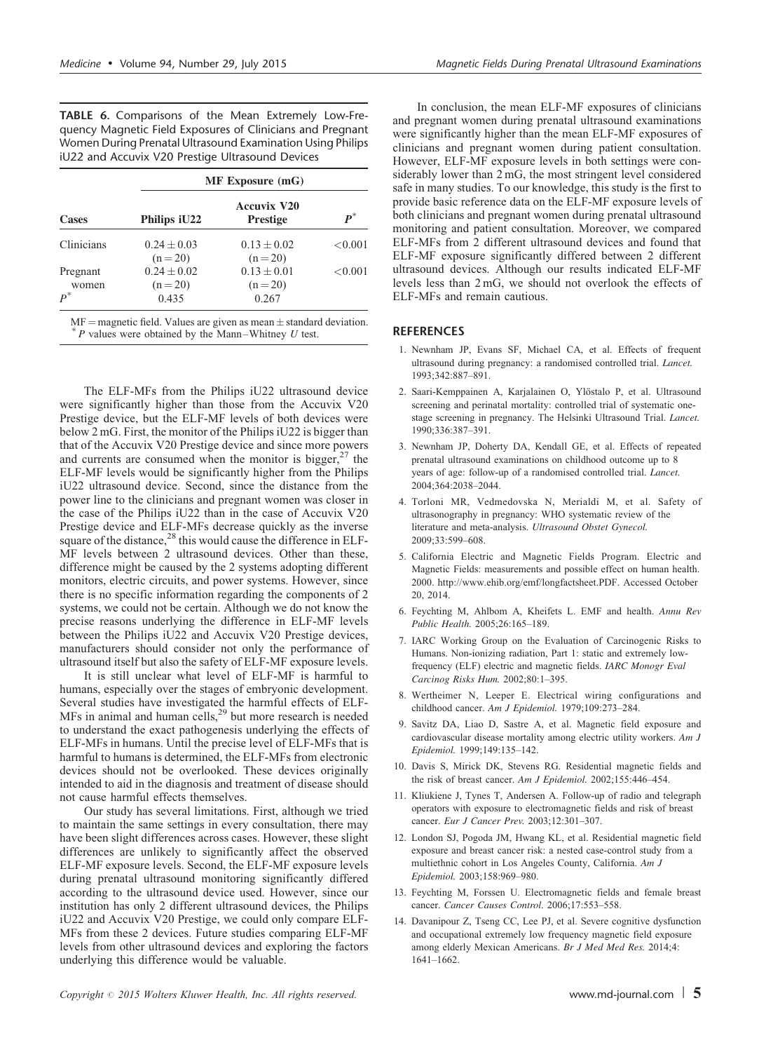**TABLE 6.** Comparisons of the Mean Extremely Low-Frequency Magnetic Field Exposures of Clinicians and Pregnant Women During Prenatal Ultrasound Examination Using Philips iU22 and Accuvix V20 Prestige Ultrasound Devices

| | MF Exposure (mG) | | |
|---|---|---|---|
| Cases | Philips iU22 | Accuvix V20 Prestige | $P^*$ |
| Clinicians | 0.24 ± 0.03 (n = 20) | 0.13 ± 0.02 (n = 20) | <0.001 |
| Pregnant women | 0.24 ± 0.02 (n = 20) | 0.13 ± 0.01 (n = 20) | <0.001 |
| $P^*$ | 0.435 | 0.267 | |

MF = magnetic field. Values are given as mean ± standard deviation.
$^*$ *P* values were obtained by the Mann–Whitney *U* test.

The ELF-MFs from the Philips iU22 ultrasound device were significantly higher than those from the Accuvix V20 Prestige device, but the ELF-MF levels of both devices were below 2 mG. First, the monitor of the Philips iU22 is bigger than that of the Accuvix V20 Prestige device and since more powers and currents are consumed when the monitor is bigger,[27] the ELF-MF levels would be significantly higher from the Philips iU22 ultrasound device. Second, since the distance from the power line to the clinicians and pregnant women was closer in the case of the Philips iU22 than in the case of Accuvix V20 Prestige device and ELF-MFs decrease quickly as the inverse square of the distance,[28] this would cause the difference in ELF-MF levels between 2 ultrasound devices. Other than these, difference might be caused by the 2 systems adopting different monitors, electric circuits, and power systems. However, since there is no specific information regarding the components of 2 systems, we could not be certain. Although we do not know the precise reasons underlying the difference in ELF-MF levels between the Philips iU22 and Accuvix V20 Prestige devices, manufacturers should consider not only the performance of ultrasound itself but also the safety of ELF-MF exposure levels.

It is still unclear what level of ELF-MF is harmful to humans, especially over the stages of embryonic development. Several studies have investigated the harmful effects of ELF-MFs in animal and human cells,[29] but more research is needed to understand the exact pathogenesis underlying the effects of ELF-MFs in humans. Until the precise level of ELF-MFs that is harmful to humans is determined, the ELF-MFs from electronic devices should not be overlooked. These devices originally intended to aid in the diagnosis and treatment of disease should not cause harmful effects themselves.

Our study has several limitations. First, although we tried to maintain the same settings in every consultation, there may have been slight differences across cases. However, these slight differences are unlikely to significantly affect the observed ELF-MF exposure levels. Second, the ELF-MF exposure levels during prenatal ultrasound monitoring significantly differed according to the ultrasound device used. However, since our institution has only 2 different ultrasound devices, the Philips iU22 and Accuvix V20 Prestige, we could only compare ELF-MFs from these 2 devices. Future studies comparing ELF-MF levels from other ultrasound devices and exploring the factors underlying this difference would be valuable.

In conclusion, the mean ELF-MF exposures of clinicians and pregnant women during prenatal ultrasound examinations were significantly higher than the mean ELF-MF exposures of clinicians and pregnant women during patient consultation. However, ELF-MF exposure levels in both settings were considerably lower than 2 mG, the most stringent level considered safe in many studies. To our knowledge, this study is the first to provide basic reference data on the ELF-MF exposure levels of both clinicians and pregnant women during prenatal ultrasound monitoring and patient consultation. Moreover, we compared ELF-MFs from 2 different ultrasound devices and found that ELF-MF exposure significantly differed between 2 different ultrasound devices. Although our results indicated ELF-MF levels less than 2 mG, we should not overlook the effects of ELF-MFs and remain cautious.

## REFERENCES

1. Newnham JP, Evans SF, Michael CA, et al. Effects of frequent ultrasound during pregnancy: a randomised controlled trial. *Lancet.* 1993;342:887–891.
2. Saari-Kemppainen A, Karjalainen O, Ylöstalo P, et al. Ultrasound screening and perinatal mortality: controlled trial of systematic one-stage screening in pregnancy. The Helsinki Ultrasound Trial. *Lancet.* 1990;336:387–391.
3. Newnham JP, Doherty DA, Kendall GE, et al. Effects of repeated prenatal ultrasound examinations on childhood outcome up to 8 years of age: follow-up of a randomised controlled trial. *Lancet.* 2004;364:2038–2044.
4. Torloni MR, Vedmedovska N, Merialdi M, et al. Safety of ultrasonography in pregnancy: WHO systematic review of the literature and meta-analysis. *Ultrasound Obstet Gynecol.* 2009;33:599–608.
5. California Electric and Magnetic Fields Program. Electric and Magnetic Fields: measurements and possible effect on human health. 2000. http://www.ehib.org/emf/longfactsheet.PDF. Accessed October 20, 2014.
6. Feychting M, Ahlbom A, Kheifets L. EMF and health. *Annu Rev Public Health.* 2005;26:165–189.
7. IARC Working Group on the Evaluation of Carcinogenic Risks to Humans. Non-ionizing radiation, Part 1: static and extremely low-frequency (ELF) electric and magnetic fields. *IARC Monogr Eval Carcinog Risks Hum.* 2002;80:1–395.
8. Wertheimer N, Leeper E. Electrical wiring configurations and childhood cancer. *Am J Epidemiol.* 1979;109:273–284.
9. Savitz DA, Liao D, Sastre A, et al. Magnetic field exposure and cardiovascular disease mortality among electric utility workers. *Am J Epidemiol.* 1999;149:135–142.
10. Davis S, Mirick DK, Stevens RG. Residential magnetic fields and the risk of breast cancer. *Am J Epidemiol.* 2002;155:446–454.
11. Kliukiene J, Tynes T, Andersen A. Follow-up of radio and telegraph operators with exposure to electromagnetic fields and risk of breast cancer. *Eur J Cancer Prev.* 2003;12:301–307.
12. London SJ, Pogoda JM, Hwang KL, et al. Residential magnetic field exposure and breast cancer risk: a nested case-control study from a multiethnic cohort in Los Angeles County, California. *Am J Epidemiol.* 2003;158:969–980.
13. Feychting M, Forssen U. Electromagnetic fields and female breast cancer. *Cancer Causes Control.* 2006;17:553–558.
14. Davanipour Z, Tseng CC, Lee PJ, et al. Severe cognitive dysfunction and occupational extremely low frequency magnetic field exposure among elderly Mexican Americans. *Br J Med Med Res.* 2014;4:1641–1662.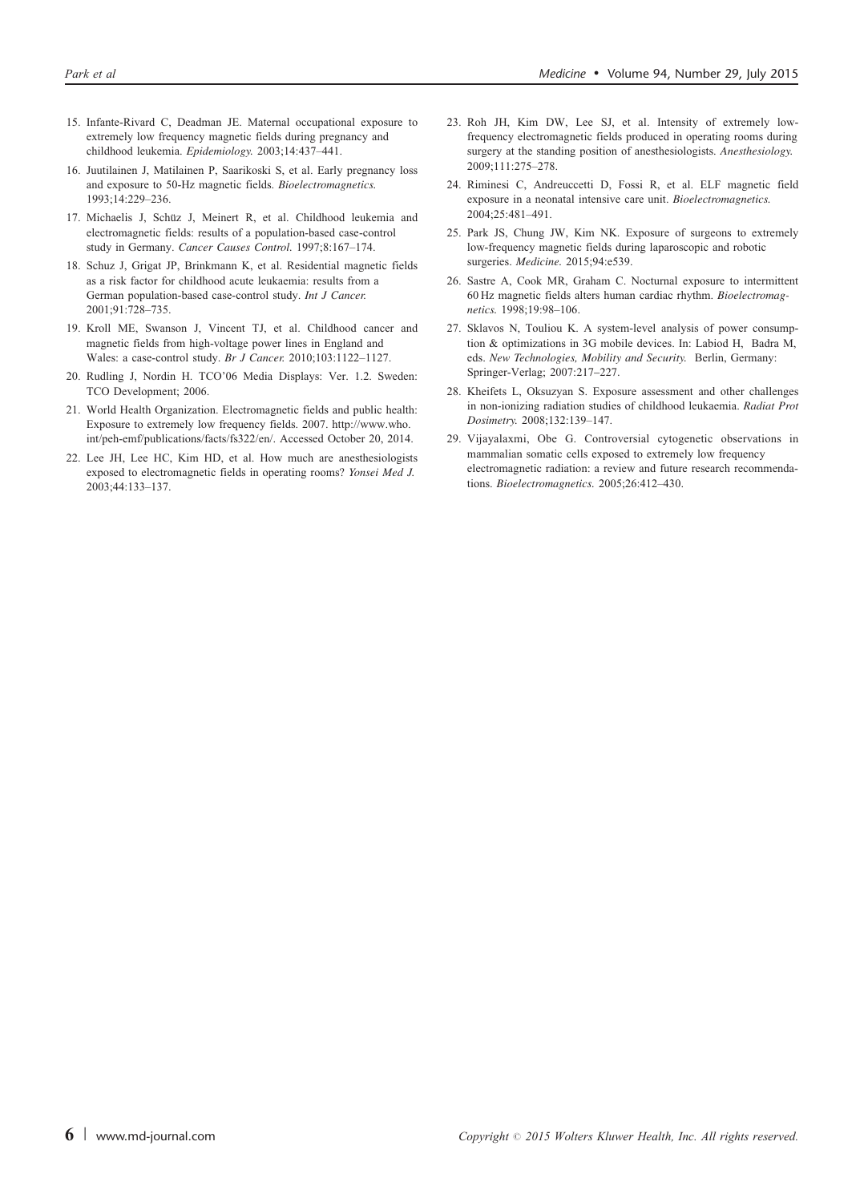15. Infante-Rivard C, Deadman JE. Maternal occupational exposure to extremely low frequency magnetic fields during pregnancy and childhood leukemia. *Epidemiology.* 2003;14:437–441.
16. Juutilainen J, Matilainen P, Saarikoski S, et al. Early pregnancy loss and exposure to 50-Hz magnetic fields. *Bioelectromagnetics.* 1993;14:229–236.
17. Michaelis J, Schüz J, Meinert R, et al. Childhood leukemia and electromagnetic fields: results of a population-based case-control study in Germany. *Cancer Causes Control.* 1997;8:167–174.
18. Schuz J, Grigat JP, Brinkmann K, et al. Residential magnetic fields as a risk factor for childhood acute leukaemia: results from a German population-based case-control study. *Int J Cancer.* 2001;91:728–735.
19. Kroll ME, Swanson J, Vincent TJ, et al. Childhood cancer and magnetic fields from high-voltage power lines in England and Wales: a case-control study. *Br J Cancer.* 2010;103:1122–1127.
20. Rudling J, Nordin H. TCO'06 Media Displays: Ver. 1.2. Sweden: TCO Development; 2006.
21. World Health Organization. Electromagnetic fields and public health: Exposure to extremely low frequency fields. 2007. http://www.who.int/peh-emf/publications/facts/fs322/en/. Accessed October 20, 2014.
22. Lee JH, Lee HC, Kim HD, et al. How much are anesthesiologists exposed to electromagnetic fields in operating rooms? *Yonsei Med J.* 2003;44:133–137.
23. Roh JH, Kim DW, Lee SJ, et al. Intensity of extremely low-frequency electromagnetic fields produced in operating rooms during surgery at the standing position of anesthesiologists. *Anesthesiology.* 2009;111:275–278.
24. Riminesi C, Andreuccetti D, Fossi R, et al. ELF magnetic field exposure in a neonatal intensive care unit. *Bioelectromagnetics.* 2004;25:481–491.
25. Park JS, Chung JW, Kim NK. Exposure of surgeons to extremely low-frequency magnetic fields during laparoscopic and robotic surgeries. *Medicine.* 2015;94:e539.
26. Sastre A, Cook MR, Graham C. Nocturnal exposure to intermittent 60 Hz magnetic fields alters human cardiac rhythm. *Bioelectromagnetics.* 1998;19:98–106.
27. Sklavos N, Touliou K. A system-level analysis of power consumption & optimizations in 3G mobile devices. In: Labiod H, Badra M, eds. *New Technologies, Mobility and Security.* Berlin, Germany: Springer-Verlag; 2007:217–227.
28. Kheifets L, Oksuzyan S. Exposure assessment and other challenges in non-ionizing radiation studies of childhood leukaemia. *Radiat Prot Dosimetry.* 2008;132:139–147.
29. Vijayalaxmi, Obe G. Controversial cytogenetic observations in mammalian somatic cells exposed to extremely low frequency electromagnetic radiation: a review and future research recommendations. *Bioelectromagnetics.* 2005;26:412–430.